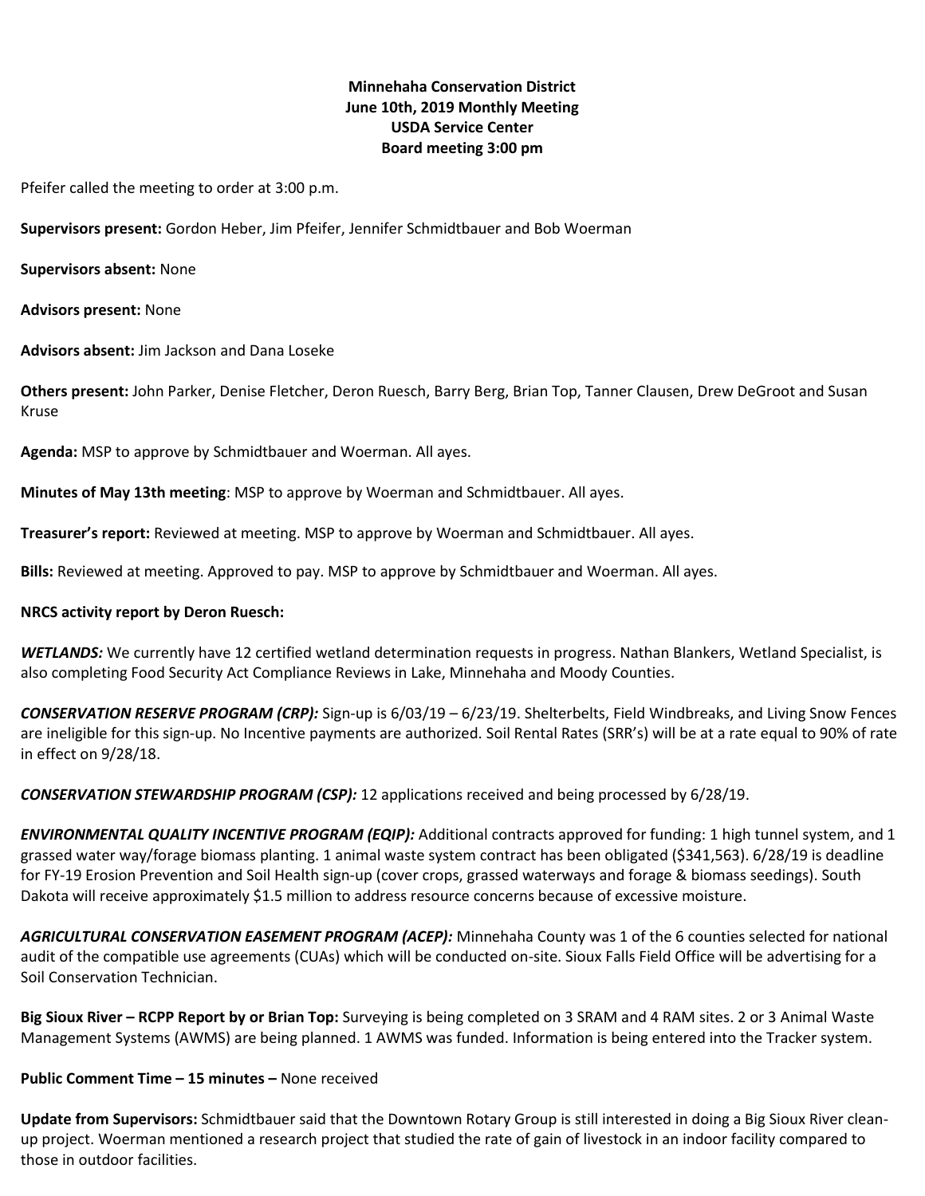**Minnehaha Conservation District**
**June 10th, 2019 Monthly Meeting**
**USDA Service Center**
**Board meeting 3:00 pm**

Pfeifer called the meeting to order at 3:00 p.m.

**Supervisors present:** Gordon Heber, Jim Pfeifer, Jennifer Schmidtbauer and Bob Woerman

**Supervisors absent:** None

**Advisors present:** None

**Advisors absent:** Jim Jackson and Dana Loseke

**Others present:** John Parker, Denise Fletcher, Deron Ruesch, Barry Berg, Brian Top, Tanner Clausen, Drew DeGroot and Susan Kruse

**Agenda:** MSP to approve by Schmidtbauer and Woerman. All ayes.

**Minutes of May 13th meeting**: MSP to approve by Woerman and Schmidtbauer. All ayes.

**Treasurer's report:** Reviewed at meeting. MSP to approve by Woerman and Schmidtbauer. All ayes.

**Bills:** Reviewed at meeting. Approved to pay. MSP to approve by Schmidtbauer and Woerman. All ayes.

**NRCS activity report by Deron Ruesch:**

***WETLANDS:*** We currently have 12 certified wetland determination requests in progress. Nathan Blankers, Wetland Specialist, is also completing Food Security Act Compliance Reviews in Lake, Minnehaha and Moody Counties.

***CONSERVATION RESERVE PROGRAM (CRP):*** Sign-up is 6/03/19 – 6/23/19. Shelterbelts, Field Windbreaks, and Living Snow Fences are ineligible for this sign-up. No Incentive payments are authorized. Soil Rental Rates (SRR's) will be at a rate equal to 90% of rate in effect on 9/28/18.

***CONSERVATION STEWARDSHIP PROGRAM (CSP):*** 12 applications received and being processed by 6/28/19.

***ENVIRONMENTAL QUALITY INCENTIVE PROGRAM (EQIP):*** Additional contracts approved for funding: 1 high tunnel system, and 1 grassed water way/forage biomass planting. 1 animal waste system contract has been obligated ($341,563). 6/28/19 is deadline for FY-19 Erosion Prevention and Soil Health sign-up (cover crops, grassed waterways and forage & biomass seedings). South Dakota will receive approximately $1.5 million to address resource concerns because of excessive moisture.

***AGRICULTURAL CONSERVATION EASEMENT PROGRAM (ACEP):*** Minnehaha County was 1 of the 6 counties selected for national audit of the compatible use agreements (CUAs) which will be conducted on-site. Sioux Falls Field Office will be advertising for a Soil Conservation Technician.

**Big Sioux River – RCPP Report by or Brian Top:** Surveying is being completed on 3 SRAM and 4 RAM sites. 2 or 3 Animal Waste Management Systems (AWMS) are being planned. 1 AWMS was funded. Information is being entered into the Tracker system.

**Public Comment Time – 15 minutes –** None received

**Update from Supervisors:** Schmidtbauer said that the Downtown Rotary Group is still interested in doing a Big Sioux River clean-up project. Woerman mentioned a research project that studied the rate of gain of livestock in an indoor facility compared to those in outdoor facilities.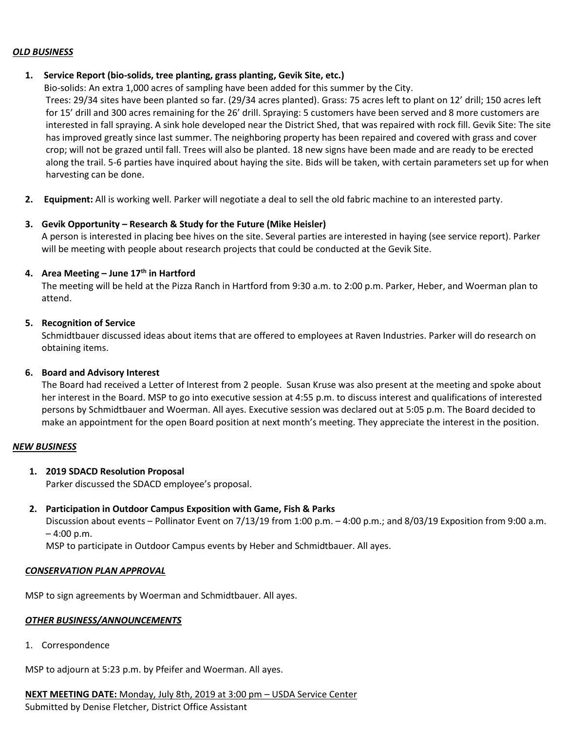***OLD BUSINESS***

1. **Service Report (bio-solids, tree planting, grass planting, Gevik Site, etc.)**
   Bio-solids: An extra 1,000 acres of sampling have been added for this summer by the City.
   Trees: 29/34 sites have been planted so far. (29/34 acres planted). Grass: 75 acres left to plant on 12' drill; 150 acres left for 15' drill and 300 acres remaining for the 26' drill. Spraying: 5 customers have been served and 8 more customers are interested in fall spraying. A sink hole developed near the District Shed, that was repaired with rock fill. Gevik Site: The site has improved greatly since last summer. The neighboring property has been repaired and covered with grass and cover crop; will not be grazed until fall. Trees will also be planted. 18 new signs have been made and are ready to be erected along the trail. 5-6 parties have inquired about haying the site. Bids will be taken, with certain parameters set up for when harvesting can be done.

2. **Equipment:** All is working well. Parker will negotiate a deal to sell the old fabric machine to an interested party.

3. **Gevik Opportunity – Research & Study for the Future (Mike Heisler)**
   A person is interested in placing bee hives on the site. Several parties are interested in haying (see service report). Parker will be meeting with people about research projects that could be conducted at the Gevik Site.

4. **Area Meeting – June 17th in Hartford**
   The meeting will be held at the Pizza Ranch in Hartford from 9:30 a.m. to 2:00 p.m. Parker, Heber, and Woerman plan to attend.

5. **Recognition of Service**
   Schmidtbauer discussed ideas about items that are offered to employees at Raven Industries. Parker will do research on obtaining items.

6. **Board and Advisory Interest**
   The Board had received a Letter of Interest from 2 people. Susan Kruse was also present at the meeting and spoke about her interest in the Board. MSP to go into executive session at 4:55 p.m. to discuss interest and qualifications of interested persons by Schmidtbauer and Woerman. All ayes. Executive session was declared out at 5:05 p.m. The Board decided to make an appointment for the open Board position at next month's meeting. They appreciate the interest in the position.

***NEW BUSINESS***

1. **2019 SDACD Resolution Proposal**
   Parker discussed the SDACD employee's proposal.

2. **Participation in Outdoor Campus Exposition with Game, Fish & Parks**
   Discussion about events – Pollinator Event on 7/13/19 from 1:00 p.m. – 4:00 p.m.; and 8/03/19 Exposition from 9:00 a.m. – 4:00 p.m.
   MSP to participate in Outdoor Campus events by Heber and Schmidtbauer. All ayes.

***CONSERVATION PLAN APPROVAL***

MSP to sign agreements by Woerman and Schmidtbauer. All ayes.

***OTHER BUSINESS/ANNOUNCEMENTS***

1. Correspondence

MSP to adjourn at 5:23 p.m. by Pfeifer and Woerman. All ayes.

**NEXT MEETING DATE:** Monday, July 8th, 2019 at 3:00 pm – USDA Service Center
Submitted by Denise Fletcher, District Office Assistant